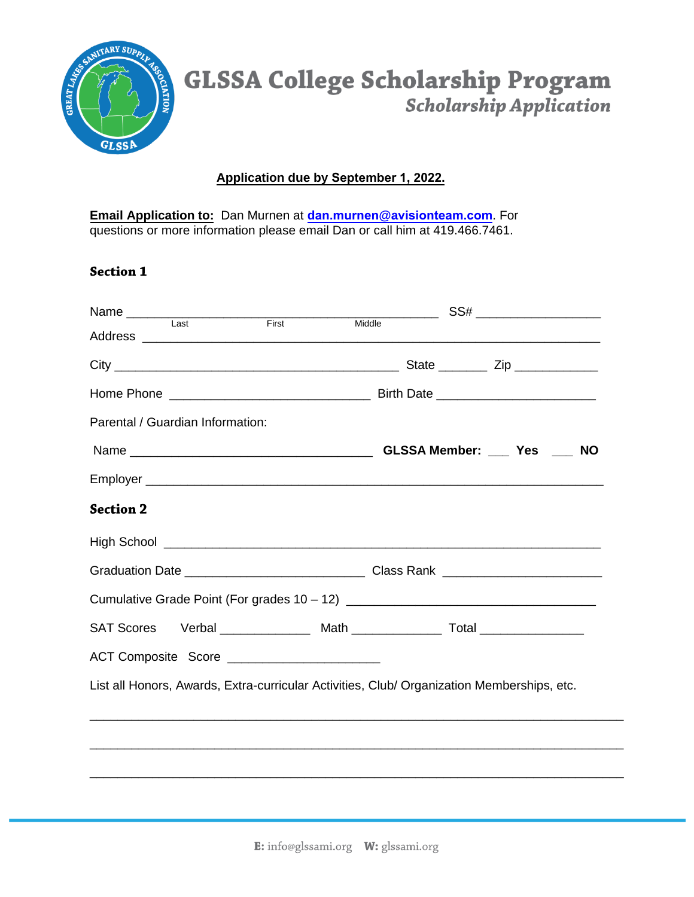# GLSSA College Scholarship Program
## *Scholarship Application*

**Application due by September 1, 2022.**

**Email Application to:** Dan Murnen at **dan.murnen@avisionteam.com**. For questions or more information please email Dan or call him at 419.466.7461.

### Section 1

Name ________________________________________________ SS# ___________________
Last First Middle

Address ______________________________________________________________________

City ___________________________________________ State _______ Zip ____________

Home Phone ______________________________ Birth Date ________________________

Parental / Guardian Information:

Name ____________________________________ **GLSSA Member:** ___ **Yes** ___ **NO**

Employer ______________________________________________________________________

### Section 2

High School ___________________________________________________________________

Graduation Date ___________________________ Class Rank ________________________

Cumulative Grade Point (For grades 10 – 12) _____________________________________

SAT Scores Verbal _____________ Math _____________ Total _______________

ACT Composite Score ______________________

List all Honors, Awards, Extra-curricular Activities, Club/ Organization Memberships, etc.

______________________________________________________________________________

______________________________________________________________________________

______________________________________________________________________________

**E:** info@glssami.org **W:** glssami.org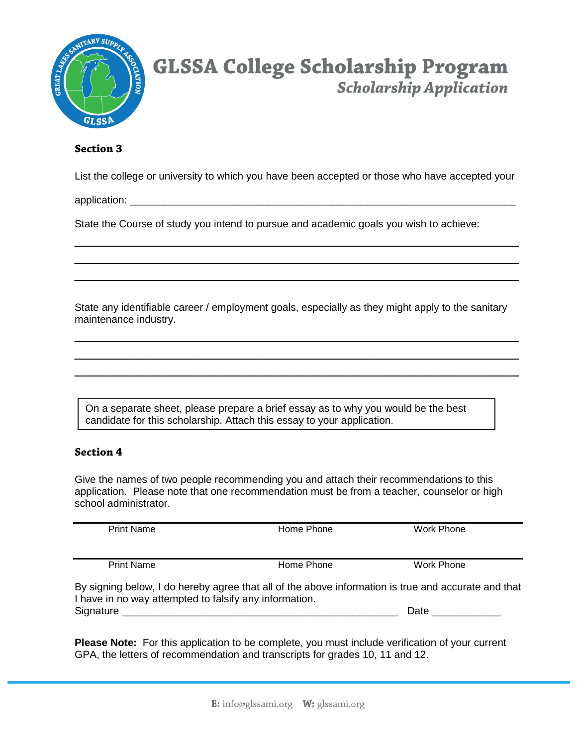# GLSSA College Scholarship Program
## *Scholarship Application*

### Section 3

List the college or university to which you have been accepted or those who have accepted your application: ___________________________________________________________________

State the Course of study you intend to pursue and academic goals you wish to achieve:

___________________________________________________________________________

___________________________________________________________________________

___________________________________________________________________________

State any identifiable career / employment goals, especially as they might apply to the sanitary maintenance industry.

___________________________________________________________________________

___________________________________________________________________________

___________________________________________________________________________

On a separate sheet, please prepare a brief essay as to why you would be the best candidate for this scholarship. Attach this essay to your application.

### Section 4

Give the names of two people recommending you and attach their recommendations to this application. Please note that one recommendation must be from a teacher, counselor or high school administrator.

| Print Name | Home Phone | Work Phone |
|---|---|---|
| | | |

| Print Name | Home Phone | Work Phone |
|---|---|---|
| | | |

By signing below, I do hereby agree that all of the above information is true and accurate and that I have in no way attempted to falsify any information.

Signature ______________________________________________ Date ____________

**Please Note:** For this application to be complete, you must include verification of your current GPA, the letters of recommendation and transcripts for grades 10, 11 and 12.

**E:** info@glssami.org **W:** glssami.org